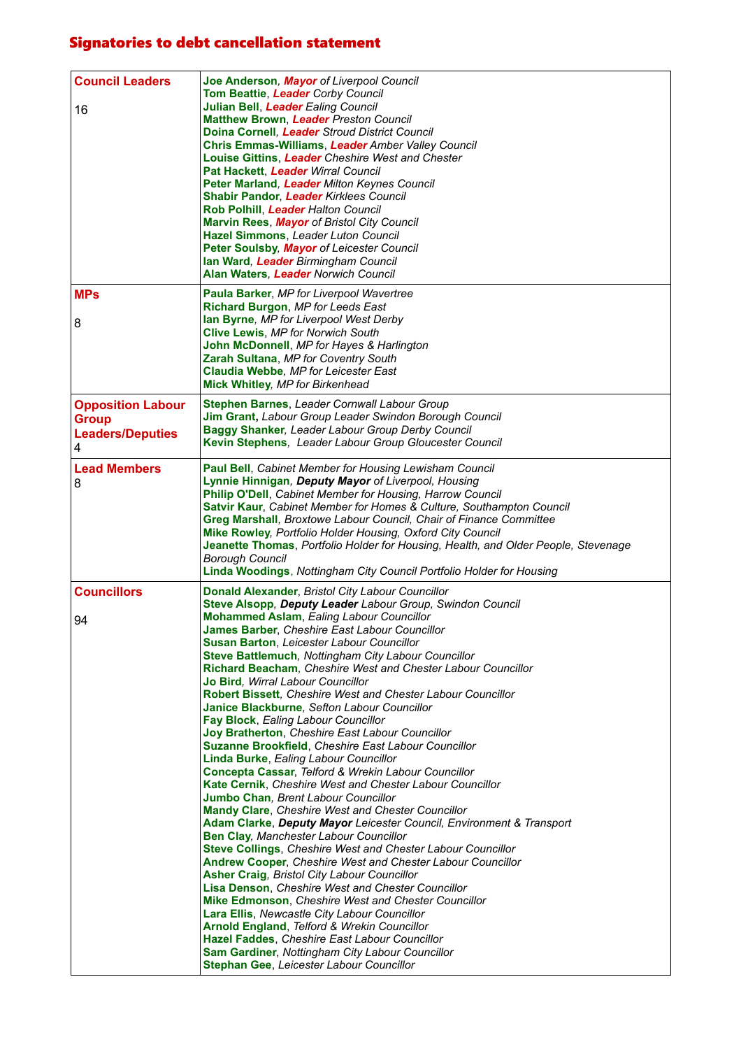# Signatories to debt cancellation statement

| **Council Leaders**<br><br>16 | **Joe Anderson**, ***Mayor*** *of Liverpool Council*<br>**Tom Beattie**, ***Leader*** *Corby Council*<br>**Julian Bell**, ***Leader*** *Ealing Council*<br>**Matthew Brown**, ***Leader*** *Preston Council*<br>**Doina Cornell**, ***Leader*** *Stroud District Council*<br>**Chris Emmas-Williams**, ***Leader*** *Amber Valley Council*<br>**Louise Gittins**, ***Leader*** *Cheshire West and Chester*<br>**Pat Hackett**, ***Leader*** *Wirral Council*<br>**Peter Marland**, ***Leader*** *Milton Keynes Council*<br>**Shabir Pandor**, ***Leader*** *Kirklees Council*<br>**Rob Polhill**, ***Leader*** *Halton Council*<br>**Marvin Rees**, ***Mayor*** *of Bristol City Council*<br>**Hazel Simmons**, *Leader Luton Council*<br>**Peter Soulsby**, ***Mayor*** *of Leicester Council*<br>**Ian Ward**, ***Leader*** *Birmingham Council*<br>**Alan Waters**, ***Leader*** *Norwich Council* |
|---|---|
| **MPs**<br><br>8 | **Paula Barker**, *MP for Liverpool Wavertree*<br>**Richard Burgon**, *MP for Leeds East*<br>**Ian Byrne**, *MP for Liverpool West Derby*<br>**Clive Lewis**, *MP for Norwich South*<br>**John McDonnell**, *MP for Hayes & Harlington*<br>**Zarah Sultana**, *MP for Coventry South*<br>**Claudia Webbe**, *MP for Leicester East*<br>**Mick Whitley**, *MP for Birkenhead* |
| **Opposition Labour Group Leaders/Deputies**<br>4 | **Stephen Barnes**, *Leader Cornwall Labour Group*<br>**Jim Grant,** *Labour Group Leader Swindon Borough Council*<br>**Baggy Shanker**, *Leader Labour Group Derby Council*<br>**Kevin Stephens**, *Leader Labour Group Gloucester Council* |
| **Lead Members**<br>8 | **Paul Bell**, *Cabinet Member for Housing Lewisham Council*<br>**Lynnie Hinnigan**, ***Deputy Mayor*** *of Liverpool, Housing*<br>**Philip O'Dell**, *Cabinet Member for Housing, Harrow Council*<br>**Satvir Kaur**, *Cabinet Member for Homes & Culture, Southampton Council*<br>**Greg Marshall**, *Broxtowe Labour Council, Chair of Finance Committee*<br>**Mike Rowley**, *Portfolio Holder Housing, Oxford City Council*<br>**Jeanette Thomas**, *Portfolio Holder for Housing, Health, and Older People, Stevenage Borough Council*<br>**Linda Woodings**, *Nottingham City Council Portfolio Holder for Housing* |
| **Councillors**<br><br>94 | **Donald Alexander**, *Bristol City Labour Councillor*<br>**Steve Alsopp**, ***Deputy Leader*** *Labour Group, Swindon Council*<br>**Mohammed Aslam**, *Ealing Labour Councillor*<br>**James Barber**, *Cheshire East Labour Councillor*<br>**Susan Barton**, *Leicester Labour Councillor*<br>**Steve Battlemuch**, *Nottingham City Labour Councillor*<br>**Richard Beacham**, *Cheshire West and Chester Labour Councillor*<br>**Jo Bird**, *Wirral Labour Councillor*<br>**Robert Bissett**, *Cheshire West and Chester Labour Councillor*<br>**Janice Blackburne**, *Sefton Labour Councillor*<br>**Fay Block**, *Ealing Labour Councillor*<br>**Joy Bratherton**, *Cheshire East Labour Councillor*<br>**Suzanne Brookfield**, *Cheshire East Labour Councillor*<br>**Linda Burke**, *Ealing Labour Councillor*<br>**Concepta Cassar**, *Telford & Wrekin Labour Councillor*<br>**Kate Cernik**, *Cheshire West and Chester Labour Councillor*<br>**Jumbo Chan**, *Brent Labour Councillor*<br>**Mandy Clare**, *Cheshire West and Chester Councillor*<br>**Adam Clarke**, ***Deputy Mayor*** *Leicester Council, Environment & Transport*<br>**Ben Clay**, *Manchester Labour Councillor*<br>**Steve Collings**, *Cheshire West and Chester Labour Councillor*<br>**Andrew Cooper**, *Cheshire West and Chester Labour Councillor*<br>**Asher Craig**, *Bristol City Labour Councillor*<br>**Lisa Denson**, *Cheshire West and Chester Councillor*<br>**Mike Edmonson**, *Cheshire West and Chester Councillor*<br>**Lara Ellis**, *Newcastle City Labour Councillor*<br>**Arnold England**, *Telford & Wrekin Councillor*<br>**Hazel Faddes**, *Cheshire East Labour Councillor*<br>**Sam Gardiner**, *Nottingham City Labour Councillor*<br>**Stephan Gee**, *Leicester Labour Councillor* |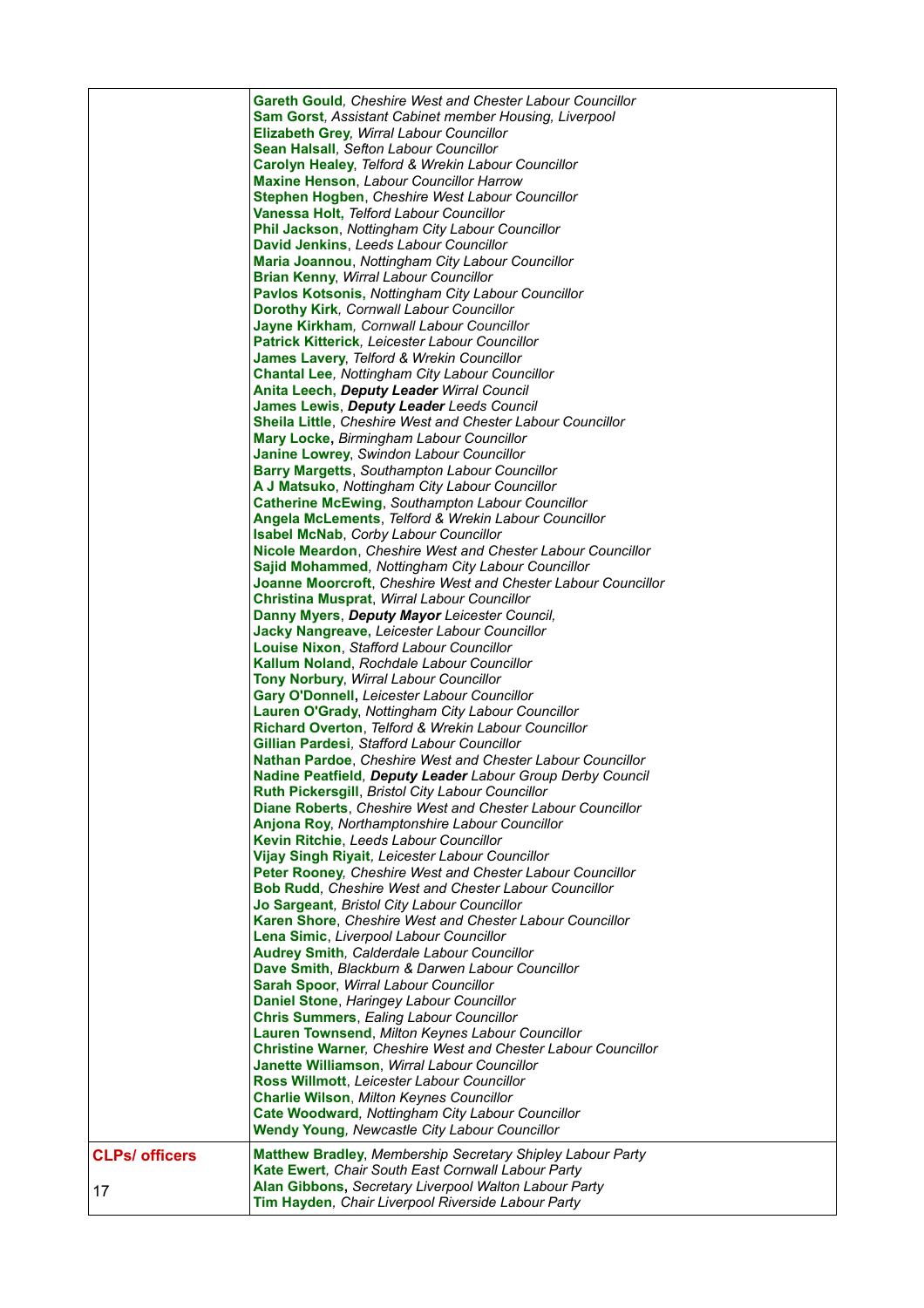|  |  |
| --- | --- |
|  | **Gareth Gould**, *Cheshire West and Chester Labour Councillor*<br>**Sam Gorst**, *Assistant Cabinet member Housing, Liverpool*<br>**Elizabeth Grey**, *Wirral Labour Councillor*<br>**Sean Halsall**, *Sefton Labour Councillor*<br>**Carolyn Healey**, *Telford & Wrekin Labour Councillor*<br>**Maxine Henson**, *Labour Councillor Harrow*<br>**Stephen Hogben**, *Cheshire West Labour Councillor*<br>**Vanessa Holt**, *Telford Labour Councillor*<br>**Phil Jackson**, *Nottingham City Labour Councillor*<br>**David Jenkins**, *Leeds Labour Councillor*<br>**Maria Joannou**, *Nottingham City Labour Councillor*<br>**Brian Kenny**, *Wirral Labour Councillor*<br>**Pavlos Kotsonis,** *Nottingham City Labour Councillor*<br>**Dorothy Kirk**, *Cornwall Labour Councillor*<br>**Jayne Kirkham**, *Cornwall Labour Councillor*<br>**Patrick Kitterick**, *Leicester Labour Councillor*<br>**James Lavery**, *Telford & Wrekin Councillor*<br>**Chantal Lee**, *Nottingham City Labour Councillor*<br>**Anita Leech,** ***Deputy Leader*** *Wirral Council*<br>**James Lewis**, ***Deputy Leader*** *Leeds Council*<br>**Sheila Little**, *Cheshire West and Chester Labour Councillor*<br>**Mary Locke,** *Birmingham Labour Councillor*<br>**Janine Lowrey**, *Swindon Labour Councillor*<br>**Barry Margetts**, *Southampton Labour Councillor*<br>**A J Matsuko**, *Nottingham City Labour Councillor*<br>**Catherine McEwing**, *Southampton Labour Councillor*<br>**Angela McLements**, *Telford & Wrekin Labour Councillor*<br>**Isabel McNab**, *Corby Labour Councillor*<br>**Nicole Meardon**, *Cheshire West and Chester Labour Councillor*<br>**Sajid Mohammed**, *Nottingham City Labour Councillor*<br>**Joanne Moorcroft**, *Cheshire West and Chester Labour Councillor*<br>**Christina Muspratt**, *Wirral Labour Councillor*<br>**Danny Myers**, ***Deputy Mayor*** *Leicester Council,*<br>**Jacky Nangreave,** *Leicester Labour Councillor*<br>**Louise Nixon**, *Stafford Labour Councillor*<br>**Kallum Noland**, *Rochdale Labour Councillor*<br>**Tony Norbury**, *Wirral Labour Councillor*<br>**Gary O'Donnell,** *Leicester Labour Councillor*<br>**Lauren O'Grady**, *Nottingham City Labour Councillor*<br>**Richard Overton**, *Telford & Wrekin Labour Councillor*<br>**Gillian Pardesi**, *Stafford Labour Councillor*<br>**Nathan Pardoe**, *Cheshire West and Chester Labour Councillor*<br>**Nadine Peatfield**, ***Deputy Leader*** *Labour Group Derby Council*<br>**Ruth Pickersgill**, *Bristol City Labour Councillor*<br>**Diane Roberts**, *Cheshire West and Chester Labour Councillor*<br>**Anjona Roy**, *Northamptonshire Labour Councillor*<br>**Kevin Ritchie**, *Leeds Labour Councillor*<br>**Vijay Singh Riyait**, *Leicester Labour Councillor*<br>**Peter Rooney**, *Cheshire West and Chester Labour Councillor*<br>**Bob Rudd**, *Cheshire West and Chester Labour Councillor*<br>**Jo Sargeant**, *Bristol City Labour Councillor*<br>**Karen Shore**, *Cheshire West and Chester Labour Councillor*<br>**Lena Simic**, *Liverpool Labour Councillor*<br>**Audrey Smith**, *Calderdale Labour Councillor*<br>**Dave Smith**, *Blackburn & Darwen Labour Councillor*<br>**Sarah Spoor**, *Wirral Labour Councillor*<br>**Daniel Stone**, *Haringey Labour Councillor*<br>**Chris Summers**, *Ealing Labour Councillor*<br>**Lauren Townsend**, *Milton Keynes Labour Councillor*<br>**Christine Warner**, *Cheshire West and Chester Labour Councillor*<br>**Janette Williamson**, *Wirral Labour Councillor*<br>**Ross Willmott**, *Leicester Labour Councillor*<br>**Charlie Wilson**, *Milton Keynes Councillor*<br>**Cate Woodward**, *Nottingham City Labour Councillor*<br>**Wendy Young**, *Newcastle City Labour Councillor* |
| **CLPs/ officers**<br><br>17 | **Matthew Bradley**, *Membership Secretary Shipley Labour Party*<br>**Kate Ewert**, *Chair South East Cornwall Labour Party*<br>**Alan Gibbons,** *Secretary Liverpool Walton Labour Party*<br>**Tim Hayden**, *Chair Liverpool Riverside Labour Party* |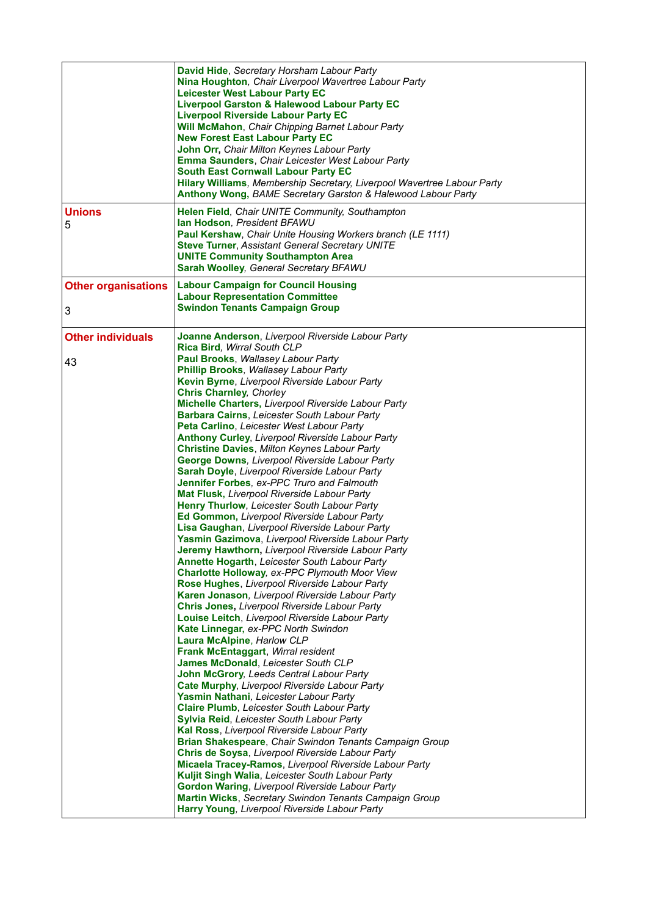| | |
|---|---|
| | **David Hide**, *Secretary Horsham Labour Party*<br>**Nina Houghton**, *Chair Liverpool Wavertree Labour Party*<br>**Leicester West Labour Party EC**<br>**Liverpool Garston & Halewood Labour Party EC**<br>**Liverpool Riverside Labour Party EC**<br>**Will McMahon**, *Chair Chipping Barnet Labour Party*<br>**New Forest East Labour Party EC**<br>**John Orr,** *Chair Milton Keynes Labour Party*<br>**Emma Saunders**, *Chair Leicester West Labour Party*<br>**South East Cornwall Labour Party EC**<br>**Hilary Williams**, *Membership Secretary, Liverpool Wavertree Labour Party*<br>**Anthony Wong,** *BAME Secretary Garston & Halewood Labour Party* |
| **Unions**<br>5 | **Helen Field**, *Chair UNITE Community, Southampton*<br>**Ian Hodson**, *President BFAWU*<br>**Paul Kershaw**, *Chair Unite Housing Workers branch (LE 1111)*<br>**Steve Turner**, *Assistant General Secretary UNITE*<br>**UNITE Community Southampton Area**<br>**Sarah Woolley**, *General Secretary BFAWU* |
| **Other organisations**<br>3 | **Labour Campaign for Council Housing**<br>**Labour Representation Committee**<br>**Swindon Tenants Campaign Group** |
| **Other individuals**<br>43 | **Joanne Anderson**, *Liverpool Riverside Labour Party*<br>**Rica Bird**, *Wirral South CLP*<br>**Paul Brooks**, *Wallasey Labour Party*<br>**Phillip Brooks**, *Wallasey Labour Party*<br>**Kevin Byrne**, *Liverpool Riverside Labour Party*<br>**Chris Charnley**, *Chorley*<br>**Michelle Charters,** *Liverpool Riverside Labour Party*<br>**Barbara Cairns**, *Leicester South Labour Party*<br>**Peta Carlino**, *Leicester West Labour Party*<br>**Anthony Curley**, *Liverpool Riverside Labour Party*<br>**Christine Davies**, *Milton Keynes Labour Party*<br>**George Downs**, *Liverpool Riverside Labour Party*<br>**Sarah Doyle**, *Liverpool Riverside Labour Party*<br>**Jennifer Forbes**, *ex-PPC Truro and Falmouth*<br>**Mat Flusk,** *Liverpool Riverside Labour Party*<br>**Henry Thurlow**, *Leicester South Labour Party*<br>**Ed Gommon**, *Liverpool Riverside Labour Party*<br>**Lisa Gaughan**, *Liverpool Riverside Labour Party*<br>**Yasmin Gazimova**, *Liverpool Riverside Labour Party*<br>**Jeremy Hawthorn,** *Liverpool Riverside Labour Party*<br>**Annette Hogarth**, *Leicester South Labour Party*<br>**Charlotte Holloway**, *ex-PPC Plymouth Moor View*<br>**Rose Hughes**, *Liverpool Riverside Labour Party*<br>**Karen Jonason**, *Liverpool Riverside Labour Party*<br>**Chris Jones,** *Liverpool Riverside Labour Party*<br>**Louise Leitch**, *Liverpool Riverside Labour Party*<br>**Kate Linnegar**, *ex-PPC North Swindon*<br>**Laura McAlpine**, *Harlow CLP*<br>**Frank McEntaggart**, *Wirral resident*<br>**James McDonald**, *Leicester South CLP*<br>**John McGrory**, *Leeds Central Labour Party*<br>**Cate Murphy**, *Liverpool Riverside Labour Party*<br>**Yasmin Nathani**, *Leicester Labour Party*<br>**Claire Plumb**, *Leicester South Labour Party*<br>**Sylvia Reid**, *Leicester South Labour Party*<br>**Kal Ross**, *Liverpool Riverside Labour Party*<br>**Brian Shakespeare**, *Chair Swindon Tenants Campaign Group*<br>**Chris de Soysa**, *Liverpool Riverside Labour Party*<br>**Micaela Tracey-Ramos**, *Liverpool Riverside Labour Party*<br>**Kuljit Singh Walia**, *Leicester South Labour Party*<br>**Gordon Waring**, *Liverpool Riverside Labour Party*<br>**Martin Wicks**, *Secretary Swindon Tenants Campaign Group*<br>**Harry Young**, *Liverpool Riverside Labour Party* |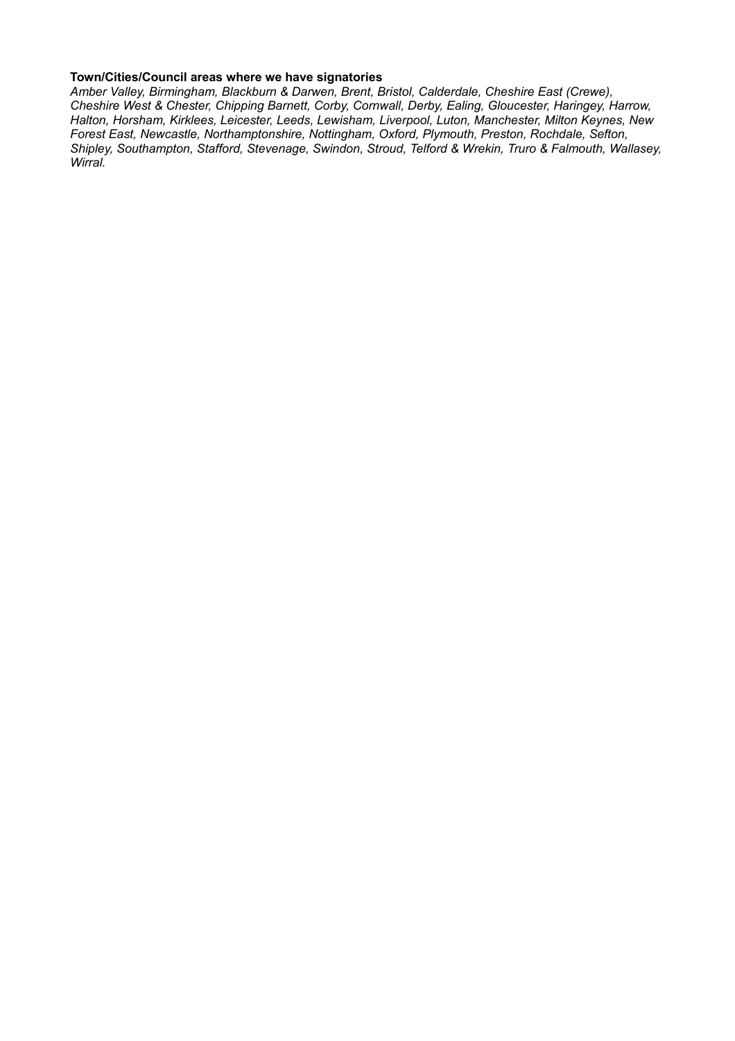**Town/Cities/Council areas where we have signatories**

*Amber Valley, Birmingham, Blackburn & Darwen, Brent, Bristol, Calderdale, Cheshire East (Crewe), Cheshire West & Chester, Chipping Barnett, Corby, Cornwall, Derby, Ealing, Gloucester, Haringey, Harrow, Halton, Horsham, Kirklees, Leicester, Leeds, Lewisham, Liverpool, Luton, Manchester, Milton Keynes, New Forest East, Newcastle, Northamptonshire, Nottingham, Oxford, Plymouth, Preston, Rochdale, Sefton, Shipley, Southampton, Stafford, Stevenage, Swindon, Stroud, Telford & Wrekin, Truro & Falmouth, Wallasey, Wirral.*